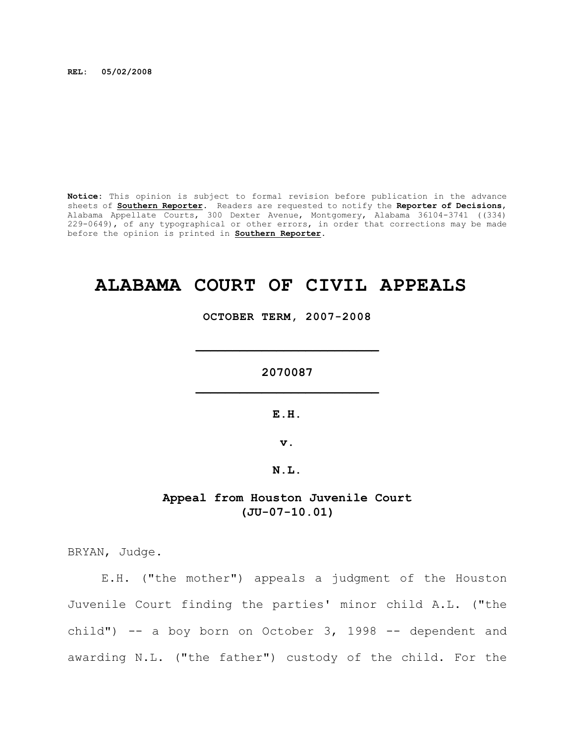**REL: 05/02/2008**

**Notice:** This opinion is subject to formal revision before publication in the advance sheets of **Southern Reporter**. Readers are requested to notify the **Reporter of Decisions**, Alabama Appellate Courts, 300 Dexter Avenue, Montgomery, Alabama 36104-3741 ((334) 229-0649), of any typographical or other errors, in order that corrections may be made before the opinion is printed in **Southern Reporter**.

# ALABAMA COURT OF CIVIL APPEALS

**OCTOBER TERM, 2007-2008**

---

**2070087**

---

**E.H.**

**v.**

**N.L.**

**Appeal from Houston Juvenile Court**
**(JU-07-10.01)**

BRYAN, Judge.

E.H. ("the mother") appeals a judgment of the Houston Juvenile Court finding the parties' minor child A.L. ("the child") -- a boy born on October 3, 1998 -- dependent and awarding N.L. ("the father") custody of the child. For the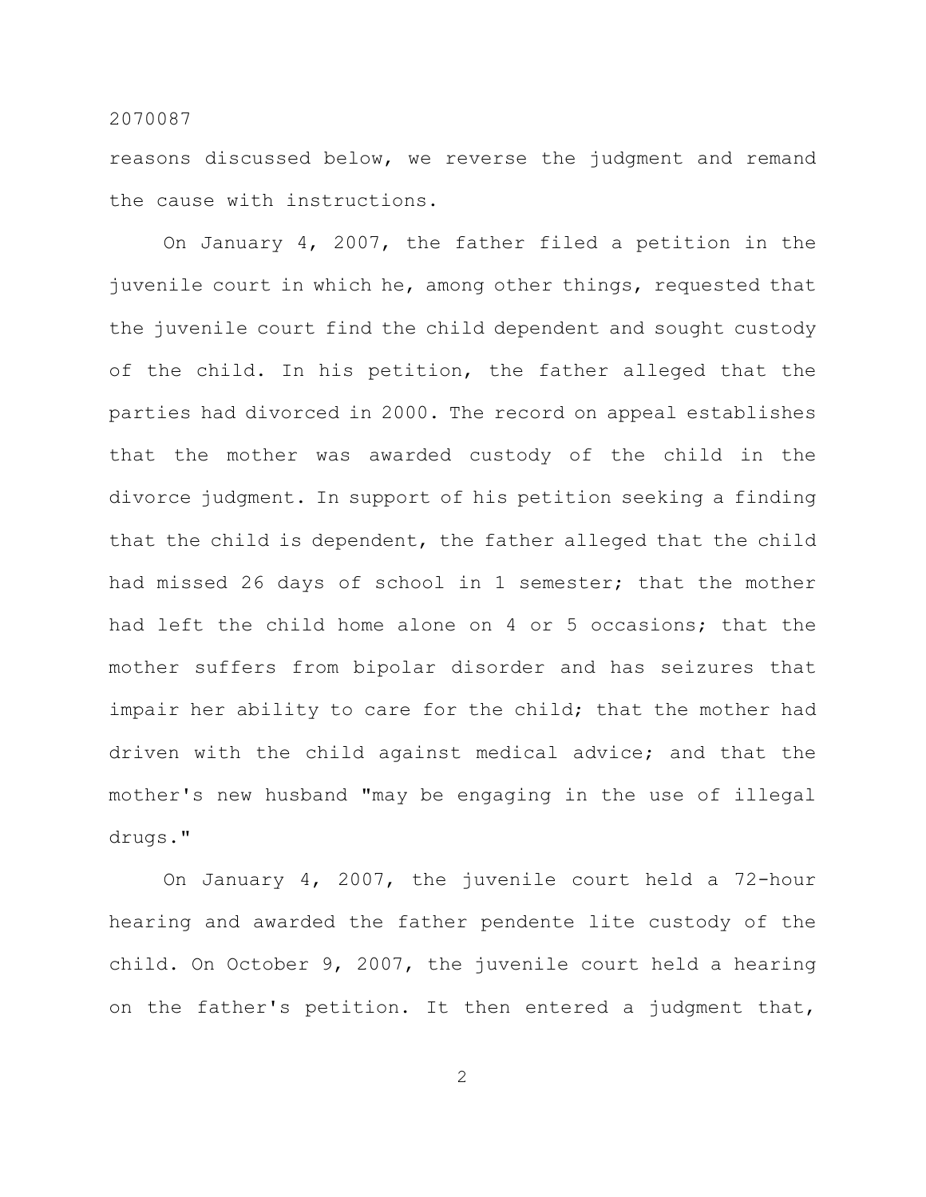reasons discussed below, we reverse the judgment and remand the cause with instructions.

On January 4, 2007, the father filed a petition in the juvenile court in which he, among other things, requested that the juvenile court find the child dependent and sought custody of the child. In his petition, the father alleged that the parties had divorced in 2000. The record on appeal establishes that the mother was awarded custody of the child in the divorce judgment. In support of his petition seeking a finding that the child is dependent, the father alleged that the child had missed 26 days of school in 1 semester; that the mother had left the child home alone on 4 or 5 occasions; that the mother suffers from bipolar disorder and has seizures that impair her ability to care for the child; that the mother had driven with the child against medical advice; and that the mother's new husband "may be engaging in the use of illegal drugs."

On January 4, 2007, the juvenile court held a 72-hour hearing and awarded the father pendente lite custody of the child. On October 9, 2007, the juvenile court held a hearing on the father's petition. It then entered a judgment that,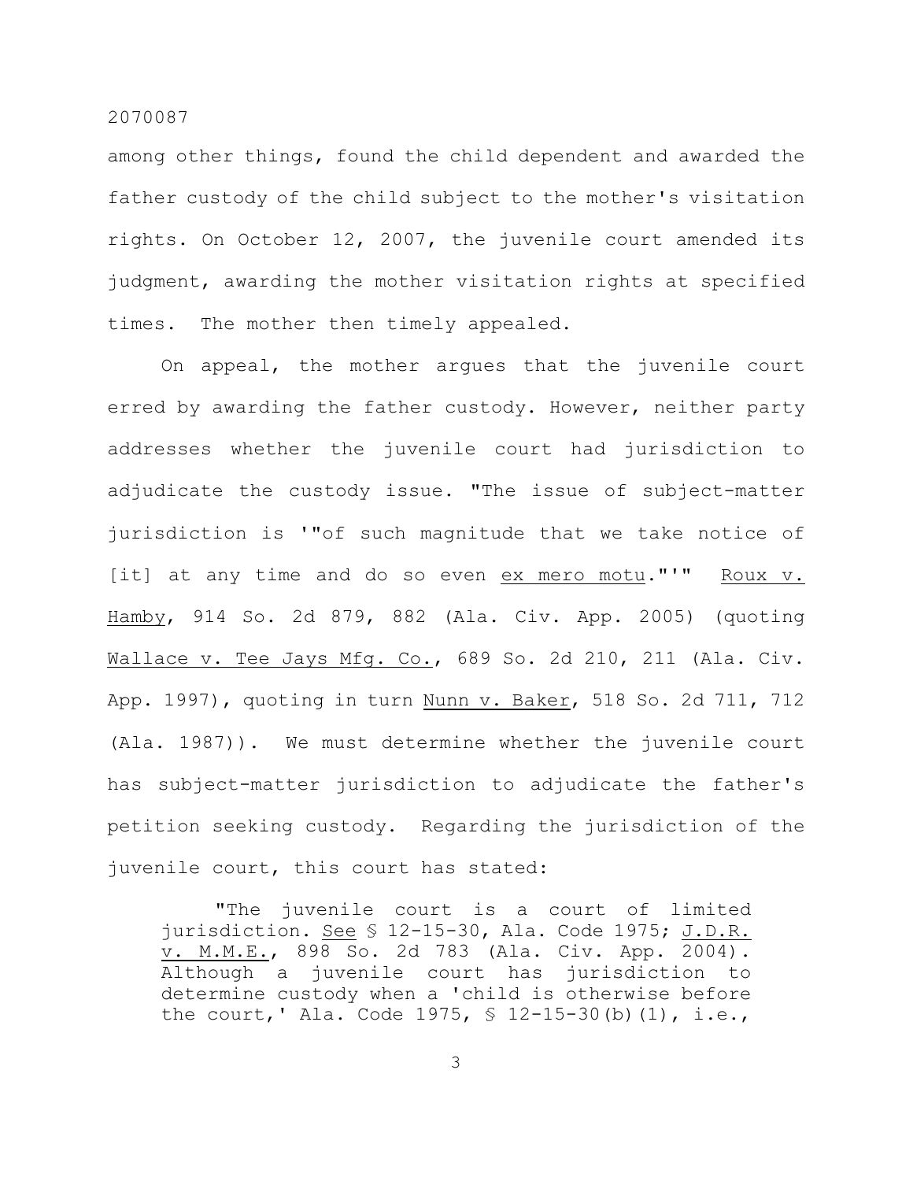among other things, found the child dependent and awarded the father custody of the child subject to the mother's visitation rights. On October 12, 2007, the juvenile court amended its judgment, awarding the mother visitation rights at specified times. The mother then timely appealed.

On appeal, the mother argues that the juvenile court erred by awarding the father custody. However, neither party addresses whether the juvenile court had jurisdiction to adjudicate the custody issue. "The issue of subject-matter jurisdiction is '"of such magnitude that we take notice of [it] at any time and do so even ex mero motu."'" Roux v. Hamby, 914 So. 2d 879, 882 (Ala. Civ. App. 2005) (quoting Wallace v. Tee Jays Mfg. Co., 689 So. 2d 210, 211 (Ala. Civ. App. 1997), quoting in turn Nunn v. Baker, 518 So. 2d 711, 712 (Ala. 1987)). We must determine whether the juvenile court has subject-matter jurisdiction to adjudicate the father's petition seeking custody. Regarding the jurisdiction of the juvenile court, this court has stated:

> "The juvenile court is a court of limited jurisdiction. See § 12-15-30, Ala. Code 1975; J.D.R. v. M.M.E., 898 So. 2d 783 (Ala. Civ. App. 2004). Although a juvenile court has jurisdiction to determine custody when a 'child is otherwise before the court,' Ala. Code 1975, § 12-15-30(b)(1), i.e.,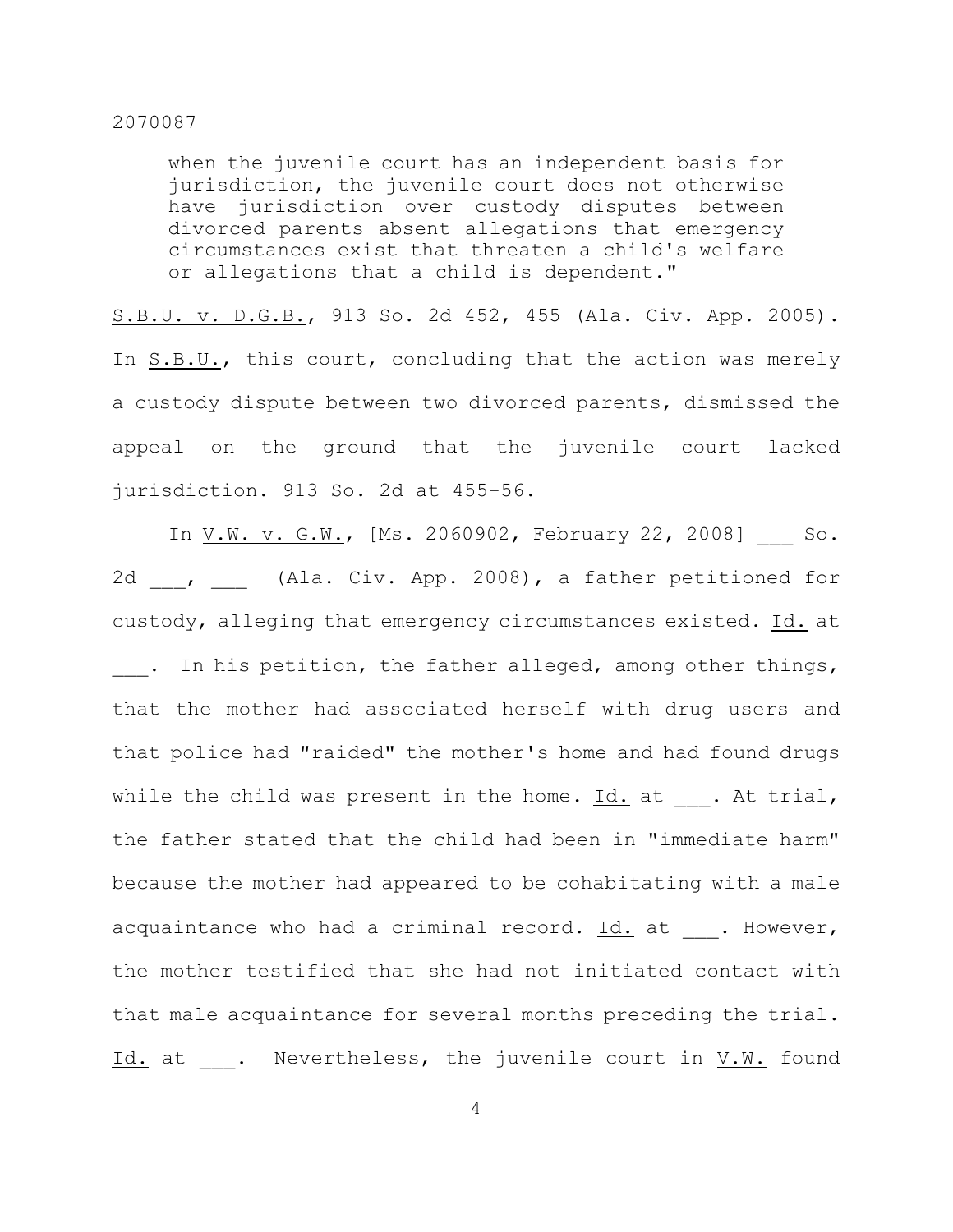> when the juvenile court has an independent basis for jurisdiction, the juvenile court does not otherwise have jurisdiction over custody disputes between divorced parents absent allegations that emergency circumstances exist that threaten a child's welfare or allegations that a child is dependent."

S.B.U. v. D.G.B., 913 So. 2d 452, 455 (Ala. Civ. App. 2005). In S.B.U., this court, concluding that the action was merely a custody dispute between two divorced parents, dismissed the appeal on the ground that the juvenile court lacked jurisdiction. 913 So. 2d at 455-56.

In V.W. v. G.W., [Ms. 2060902, February 22, 2008] ___ So. 2d ___, ___ (Ala. Civ. App. 2008), a father petitioned for custody, alleging that emergency circumstances existed. Id. at ___. In his petition, the father alleged, among other things, that the mother had associated herself with drug users and that police had "raided" the mother's home and had found drugs while the child was present in the home. Id. at ___. At trial, the father stated that the child had been in "immediate harm" because the mother had appeared to be cohabitating with a male acquaintance who had a criminal record. Id. at ___. However, the mother testified that she had not initiated contact with that male acquaintance for several months preceding the trial. Id. at ___. Nevertheless, the juvenile court in V.W. found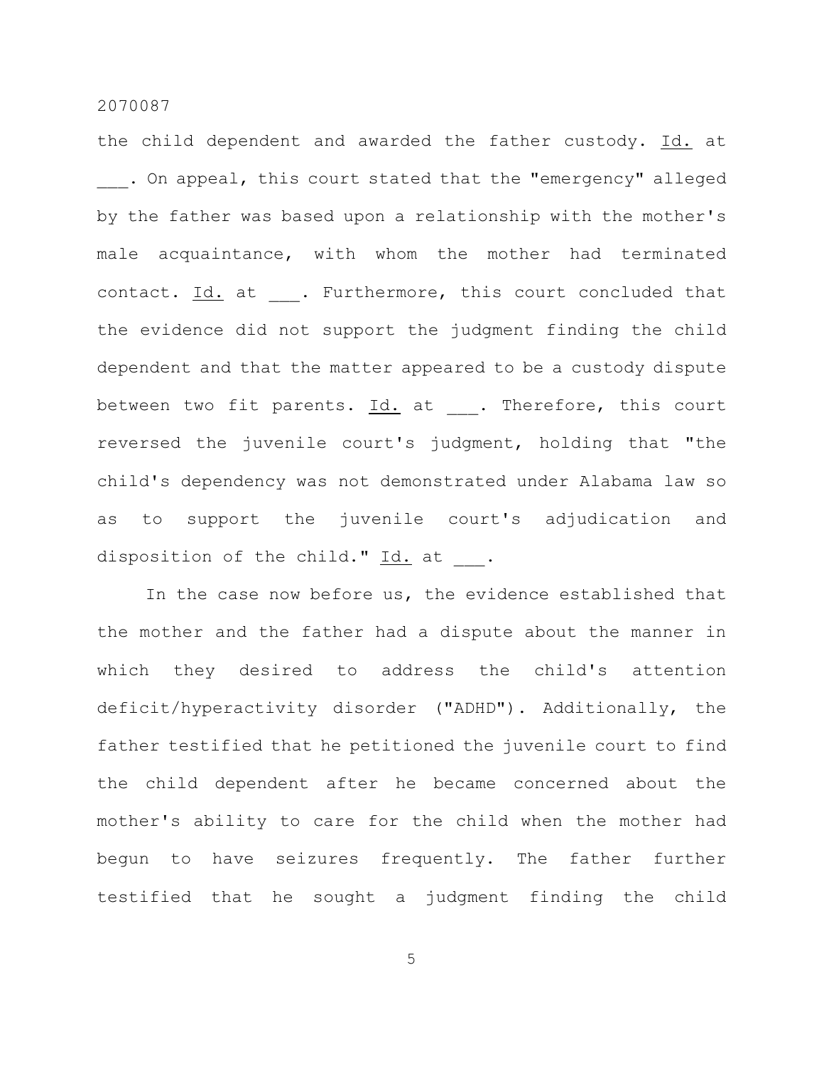the child dependent and awarded the father custody. Id. at ___. On appeal, this court stated that the "emergency" alleged by the father was based upon a relationship with the mother's male acquaintance, with whom the mother had terminated contact. Id. at ___. Furthermore, this court concluded that the evidence did not support the judgment finding the child dependent and that the matter appeared to be a custody dispute between two fit parents. Id. at ___. Therefore, this court reversed the juvenile court's judgment, holding that "the child's dependency was not demonstrated under Alabama law so as to support the juvenile court's adjudication and disposition of the child." Id. at ___.

In the case now before us, the evidence established that the mother and the father had a dispute about the manner in which they desired to address the child's attention deficit/hyperactivity disorder ("ADHD"). Additionally, the father testified that he petitioned the juvenile court to find the child dependent after he became concerned about the mother's ability to care for the child when the mother had begun to have seizures frequently. The father further testified that he sought a judgment finding the child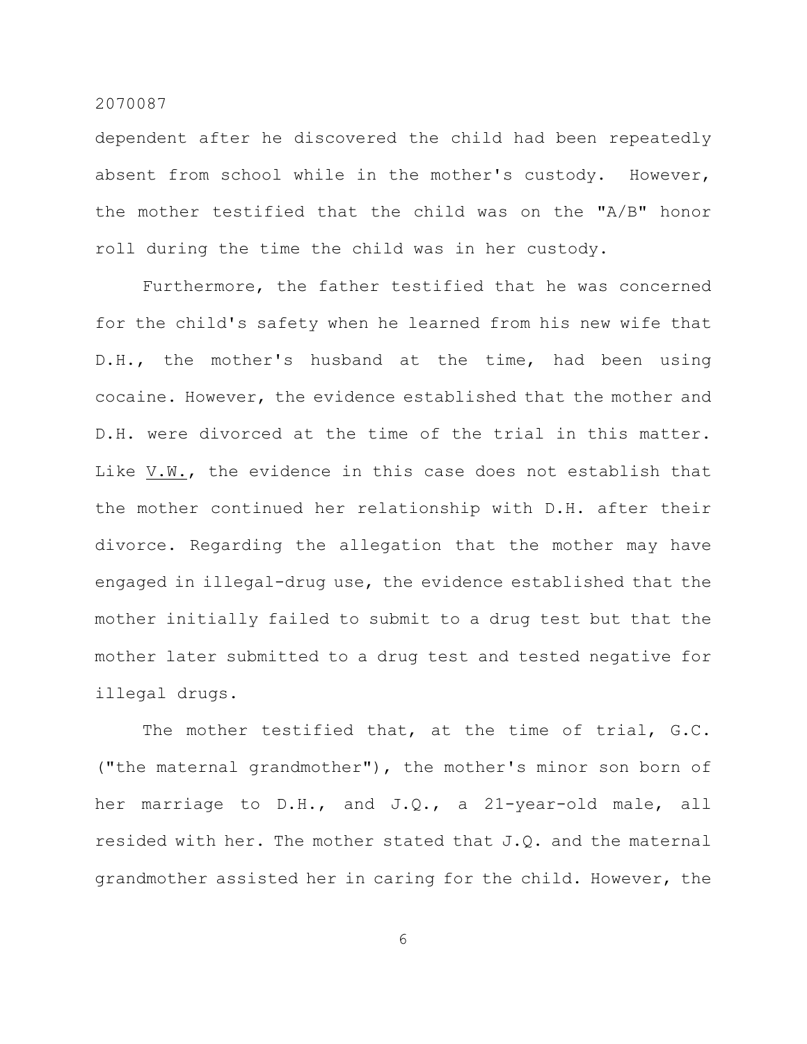dependent after he discovered the child had been repeatedly absent from school while in the mother's custody. However, the mother testified that the child was on the "A/B" honor roll during the time the child was in her custody.

Furthermore, the father testified that he was concerned for the child's safety when he learned from his new wife that D.H., the mother's husband at the time, had been using cocaine. However, the evidence established that the mother and D.H. were divorced at the time of the trial in this matter. Like V.W., the evidence in this case does not establish that the mother continued her relationship with D.H. after their divorce. Regarding the allegation that the mother may have engaged in illegal-drug use, the evidence established that the mother initially failed to submit to a drug test but that the mother later submitted to a drug test and tested negative for illegal drugs.

The mother testified that, at the time of trial, G.C. ("the maternal grandmother"), the mother's minor son born of her marriage to D.H., and J.Q., a 21-year-old male, all resided with her. The mother stated that J.Q. and the maternal grandmother assisted her in caring for the child. However, the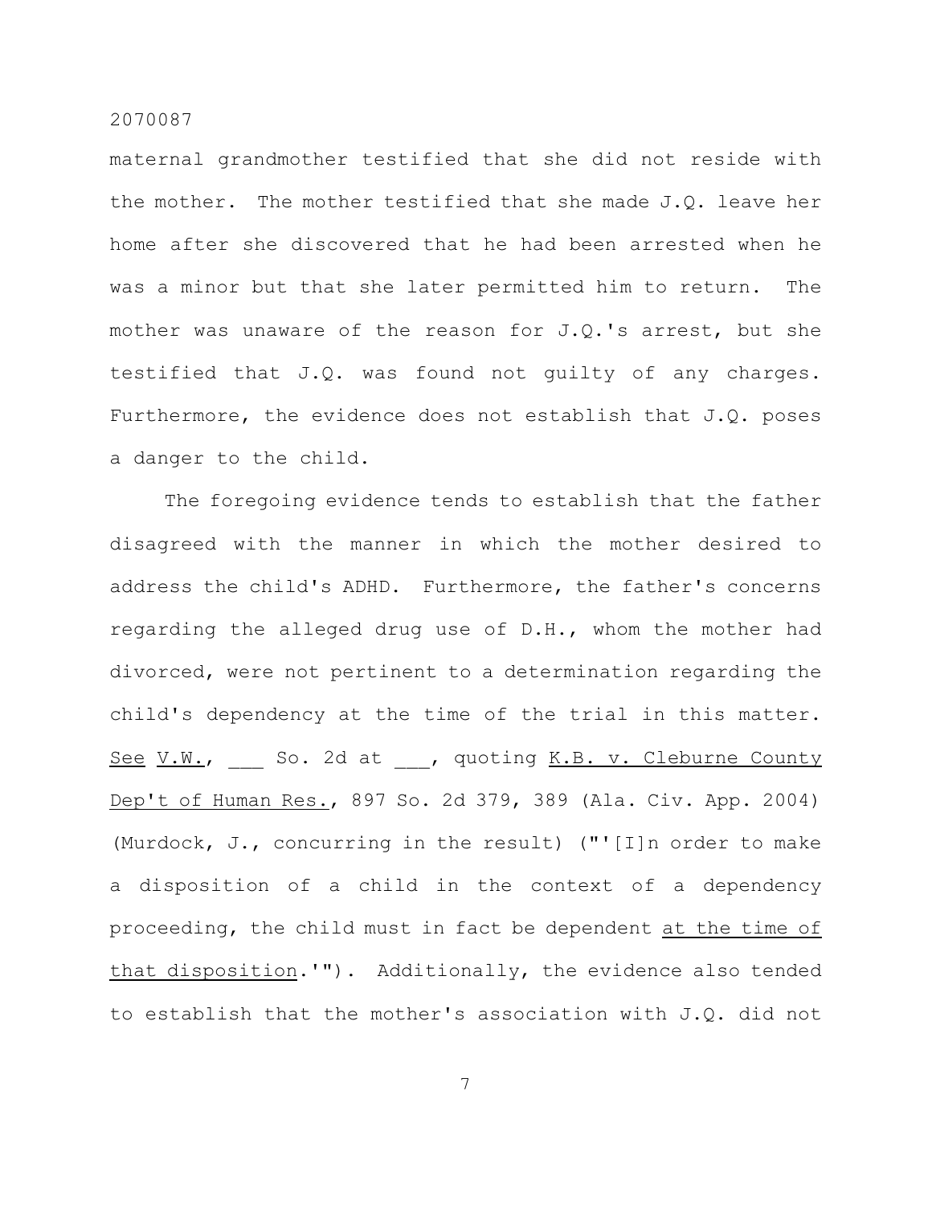maternal grandmother testified that she did not reside with the mother. The mother testified that she made J.Q. leave her home after she discovered that he had been arrested when he was a minor but that she later permitted him to return. The mother was unaware of the reason for J.Q.'s arrest, but she testified that J.Q. was found not guilty of any charges. Furthermore, the evidence does not establish that J.Q. poses a danger to the child.

The foregoing evidence tends to establish that the father disagreed with the manner in which the mother desired to address the child's ADHD. Furthermore, the father's concerns regarding the alleged drug use of D.H., whom the mother had divorced, were not pertinent to a determination regarding the child's dependency at the time of the trial in this matter. See V.W., ___ So. 2d at ___, quoting K.B. v. Cleburne County Dep't of Human Res., 897 So. 2d 379, 389 (Ala. Civ. App. 2004) (Murdock, J., concurring in the result) ("'[I]n order to make a disposition of a child in the context of a dependency proceeding, the child must in fact be dependent at the time of that disposition.'"). Additionally, the evidence also tended to establish that the mother's association with J.Q. did not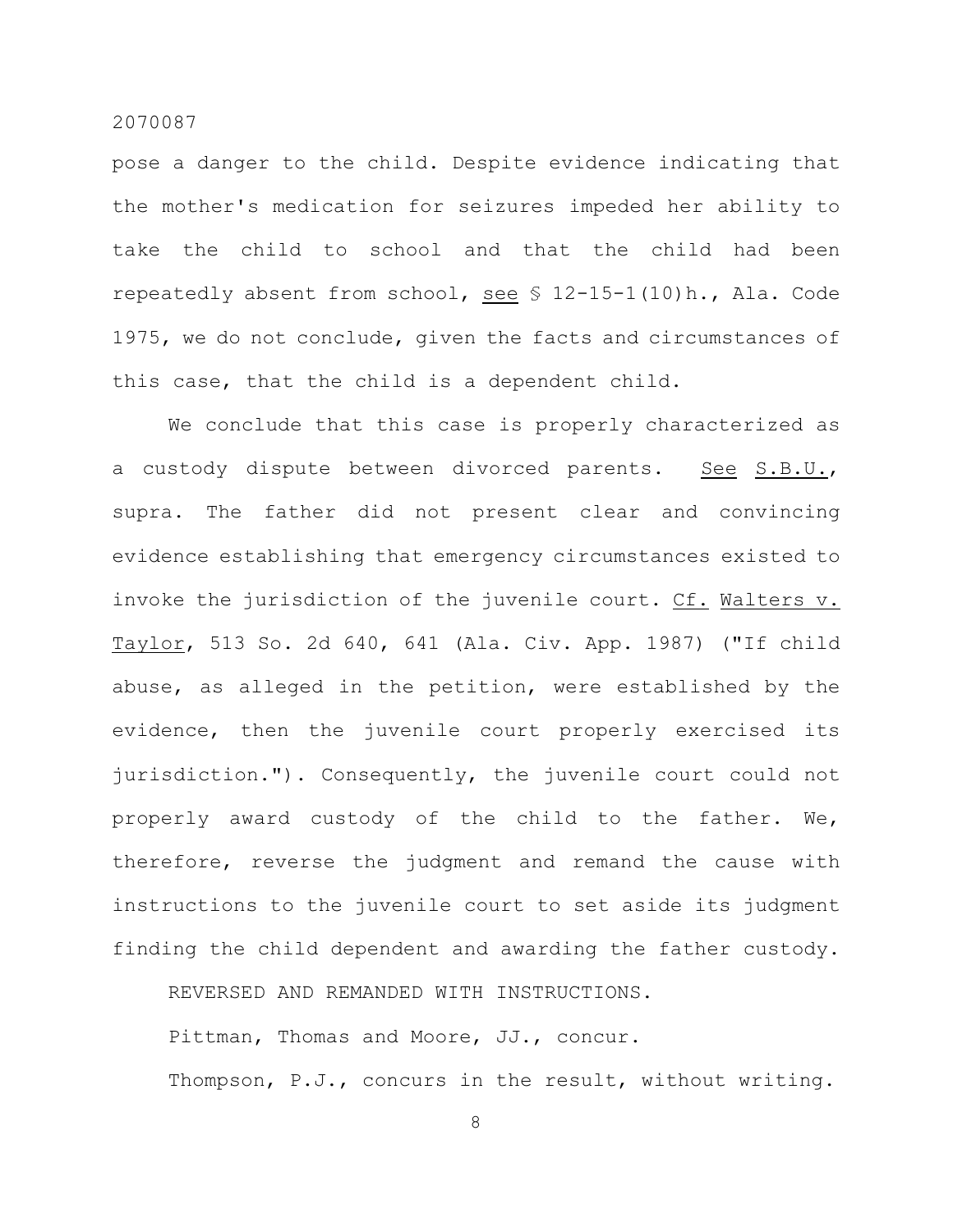pose a danger to the child. Despite evidence indicating that the mother's medication for seizures impeded her ability to take the child to school and that the child had been repeatedly absent from school, see § 12-15-1(10)h., Ala. Code 1975, we do not conclude, given the facts and circumstances of this case, that the child is a dependent child.

We conclude that this case is properly characterized as a custody dispute between divorced parents. See S.B.U., supra. The father did not present clear and convincing evidence establishing that emergency circumstances existed to invoke the jurisdiction of the juvenile court. Cf. Walters v. Taylor, 513 So. 2d 640, 641 (Ala. Civ. App. 1987) ("If child abuse, as alleged in the petition, were established by the evidence, then the juvenile court properly exercised its jurisdiction."). Consequently, the juvenile court could not properly award custody of the child to the father. We, therefore, reverse the judgment and remand the cause with instructions to the juvenile court to set aside its judgment finding the child dependent and awarding the father custody.

REVERSED AND REMANDED WITH INSTRUCTIONS.

Pittman, Thomas and Moore, JJ., concur.

Thompson, P.J., concurs in the result, without writing.